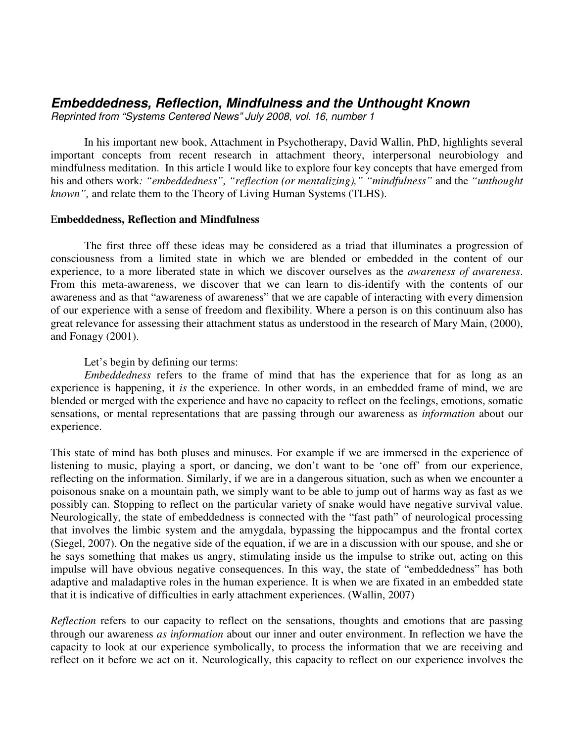## *Embeddedness, Reflection, Mindfulness and the Unthought Known*

*Reprinted from "Systems Centered News" July 2008, vol. 16, number 1*

In his important new book, Attachment in Psychotherapy, David Wallin, PhD, highlights several important concepts from recent research in attachment theory, interpersonal neurobiology and mindfulness meditation. In this article I would like to explore four key concepts that have emerged from his and others work*: "embeddedness", "reflection (or mentalizing)," "mindfulness"* and the *"unthought known",* and relate them to the Theory of Living Human Systems (TLHS).

### Embeddedness, Reflection and Mindfulness

The first three off these ideas may be considered as a triad that illuminates a progression of consciousness from a limited state in which we are blended or embedded in the content of our experience, to a more liberated state in which we discover ourselves as the *awareness of awareness*. From this meta-awareness, we discover that we can learn to dis-identify with the contents of our awareness and as that "awareness of awareness" that we are capable of interacting with every dimension of our experience with a sense of freedom and flexibility. Where a person is on this continuum also has great relevance for assessing their attachment status as understood in the research of Mary Main, (2000), and Fonagy (2001).

Let's begin by defining our terms:

*Embeddedness* refers to the frame of mind that has the experience that for as long as an experience is happening, it *is* the experience. In other words, in an embedded frame of mind, we are blended or merged with the experience and have no capacity to reflect on the feelings, emotions, somatic sensations, or mental representations that are passing through our awareness as *information* about our experience.

This state of mind has both pluses and minuses. For example if we are immersed in the experience of listening to music, playing a sport, or dancing, we don't want to be 'one off' from our experience, reflecting on the information. Similarly, if we are in a dangerous situation, such as when we encounter a poisonous snake on a mountain path, we simply want to be able to jump out of harms way as fast as we possibly can. Stopping to reflect on the particular variety of snake would have negative survival value. Neurologically, the state of embeddedness is connected with the "fast path" of neurological processing that involves the limbic system and the amygdala, bypassing the hippocampus and the frontal cortex (Siegel, 2007). On the negative side of the equation, if we are in a discussion with our spouse, and she or he says something that makes us angry, stimulating inside us the impulse to strike out, acting on this impulse will have obvious negative consequences. In this way, the state of "embeddedness" has both adaptive and maladaptive roles in the human experience. It is when we are fixated in an embedded state that it is indicative of difficulties in early attachment experiences. (Wallin, 2007)

*Reflection* refers to our capacity to reflect on the sensations, thoughts and emotions that are passing through our awareness *as information* about our inner and outer environment. In reflection we have the capacity to look at our experience symbolically, to process the information that we are receiving and reflect on it before we act on it. Neurologically, this capacity to reflect on our experience involves the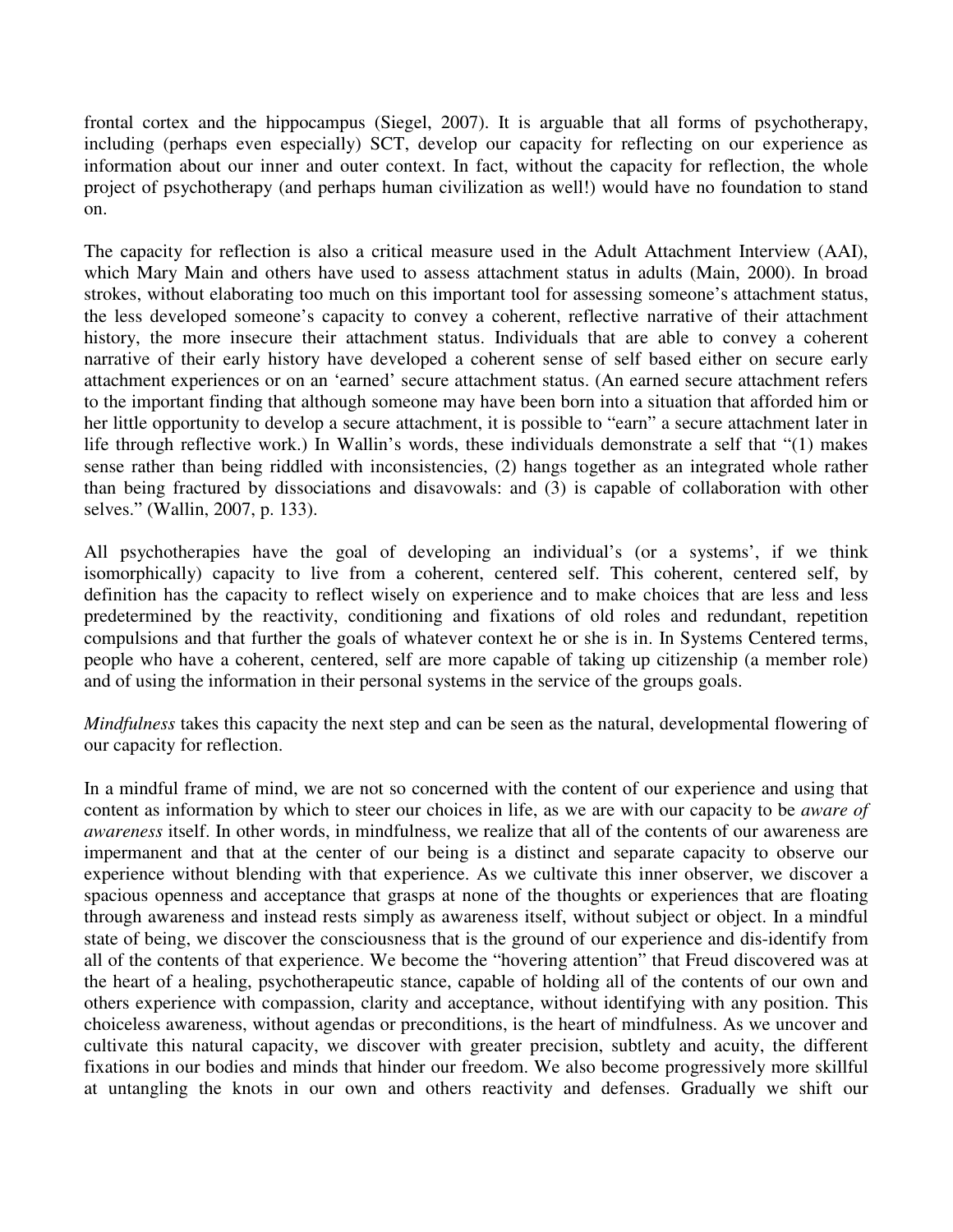frontal cortex and the hippocampus (Siegel, 2007). It is arguable that all forms of psychotherapy, including (perhaps even especially) SCT, develop our capacity for reflecting on our experience as information about our inner and outer context. In fact, without the capacity for reflection, the whole project of psychotherapy (and perhaps human civilization as well!) would have no foundation to stand on.

The capacity for reflection is also a critical measure used in the Adult Attachment Interview (AAI), which Mary Main and others have used to assess attachment status in adults (Main, 2000). In broad strokes, without elaborating too much on this important tool for assessing someone's attachment status, the less developed someone's capacity to convey a coherent, reflective narrative of their attachment history, the more insecure their attachment status. Individuals that are able to convey a coherent narrative of their early history have developed a coherent sense of self based either on secure early attachment experiences or on an 'earned' secure attachment status. (An earned secure attachment refers to the important finding that although someone may have been born into a situation that afforded him or her little opportunity to develop a secure attachment, it is possible to "earn" a secure attachment later in life through reflective work.) In Wallin's words, these individuals demonstrate a self that "(1) makes sense rather than being riddled with inconsistencies, (2) hangs together as an integrated whole rather than being fractured by dissociations and disavowals: and (3) is capable of collaboration with other selves." (Wallin, 2007, p. 133).

All psychotherapies have the goal of developing an individual's (or a systems', if we think isomorphically) capacity to live from a coherent, centered self. This coherent, centered self, by definition has the capacity to reflect wisely on experience and to make choices that are less and less predetermined by the reactivity, conditioning and fixations of old roles and redundant, repetition compulsions and that further the goals of whatever context he or she is in. In Systems Centered terms, people who have a coherent, centered, self are more capable of taking up citizenship (a member role) and of using the information in their personal systems in the service of the groups goals.

*Mindfulness* takes this capacity the next step and can be seen as the natural, developmental flowering of our capacity for reflection.

In a mindful frame of mind, we are not so concerned with the content of our experience and using that content as information by which to steer our choices in life, as we are with our capacity to be *aware of awareness* itself. In other words, in mindfulness, we realize that all of the contents of our awareness are impermanent and that at the center of our being is a distinct and separate capacity to observe our experience without blending with that experience. As we cultivate this inner observer, we discover a spacious openness and acceptance that grasps at none of the thoughts or experiences that are floating through awareness and instead rests simply as awareness itself, without subject or object. In a mindful state of being, we discover the consciousness that is the ground of our experience and dis-identify from all of the contents of that experience. We become the "hovering attention" that Freud discovered was at the heart of a healing, psychotherapeutic stance, capable of holding all of the contents of our own and others experience with compassion, clarity and acceptance, without identifying with any position. This choiceless awareness, without agendas or preconditions, is the heart of mindfulness. As we uncover and cultivate this natural capacity, we discover with greater precision, subtlety and acuity, the different fixations in our bodies and minds that hinder our freedom. We also become progressively more skillful at untangling the knots in our own and others reactivity and defenses. Gradually we shift our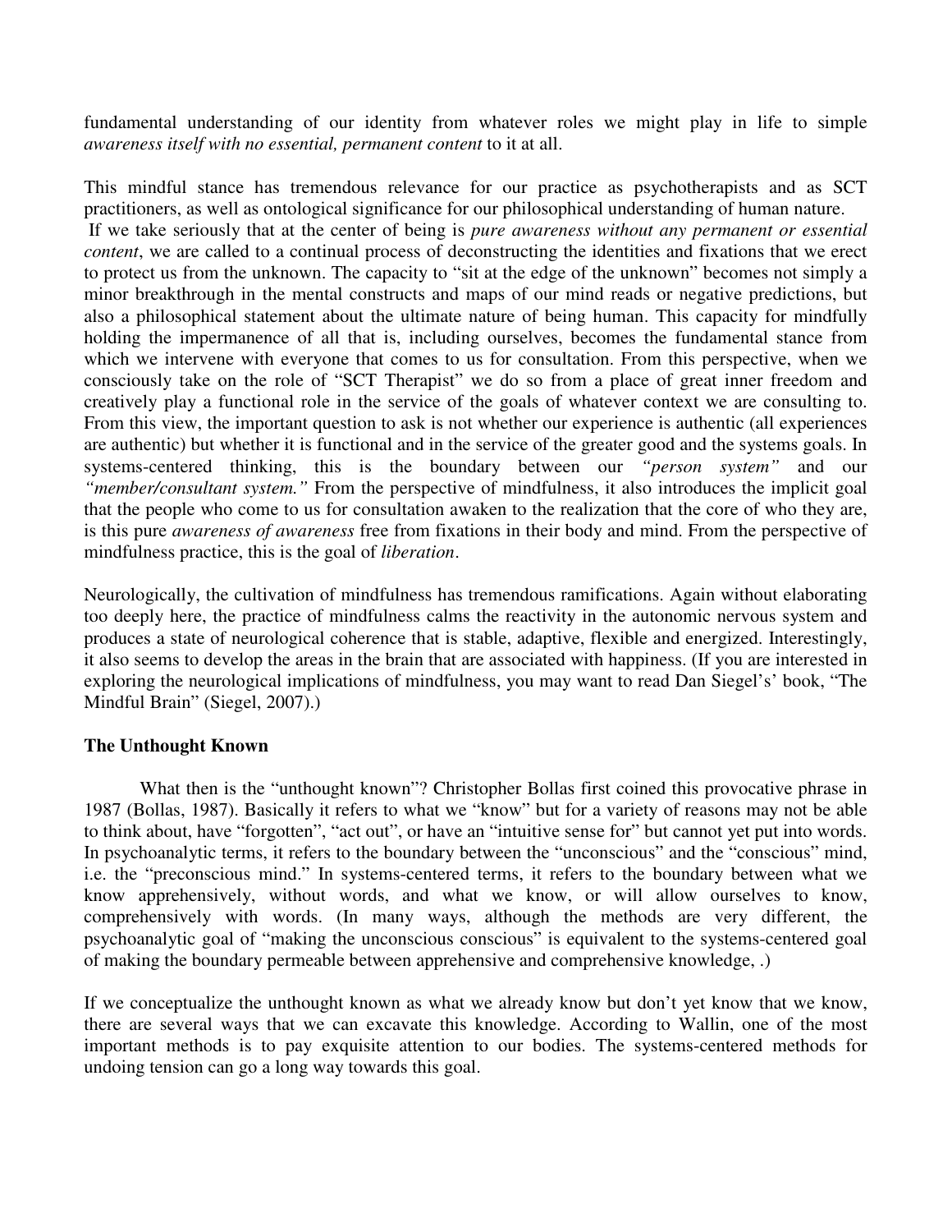fundamental understanding of our identity from whatever roles we might play in life to simple *awareness itself with no essential, permanent content* to it at all.

This mindful stance has tremendous relevance for our practice as psychotherapists and as SCT practitioners, as well as ontological significance for our philosophical understanding of human nature. If we take seriously that at the center of being is *pure awareness without any permanent or essential content*, we are called to a continual process of deconstructing the identities and fixations that we erect to protect us from the unknown. The capacity to "sit at the edge of the unknown" becomes not simply a minor breakthrough in the mental constructs and maps of our mind reads or negative predictions, but also a philosophical statement about the ultimate nature of being human. This capacity for mindfully holding the impermanence of all that is, including ourselves, becomes the fundamental stance from which we intervene with everyone that comes to us for consultation. From this perspective, when we consciously take on the role of "SCT Therapist" we do so from a place of great inner freedom and creatively play a functional role in the service of the goals of whatever context we are consulting to. From this view, the important question to ask is not whether our experience is authentic (all experiences are authentic) but whether it is functional and in the service of the greater good and the systems goals. In systems-centered thinking, this is the boundary between our *"person system"* and our *"member/consultant system."* From the perspective of mindfulness, it also introduces the implicit goal that the people who come to us for consultation awaken to the realization that the core of who they are, is this pure *awareness of awareness* free from fixations in their body and mind. From the perspective of mindfulness practice, this is the goal of *liberation*.

Neurologically, the cultivation of mindfulness has tremendous ramifications. Again without elaborating too deeply here, the practice of mindfulness calms the reactivity in the autonomic nervous system and produces a state of neurological coherence that is stable, adaptive, flexible and energized. Interestingly, it also seems to develop the areas in the brain that are associated with happiness. (If you are interested in exploring the neurological implications of mindfulness, you may want to read Dan Siegel's' book, "The Mindful Brain" (Siegel, 2007).)

**The Unthought Known**

What then is the "unthought known"? Christopher Bollas first coined this provocative phrase in 1987 (Bollas, 1987). Basically it refers to what we "know" but for a variety of reasons may not be able to think about, have "forgotten", "act out", or have an "intuitive sense for" but cannot yet put into words. In psychoanalytic terms, it refers to the boundary between the "unconscious" and the "conscious" mind, i.e. the "preconscious mind." In systems-centered terms, it refers to the boundary between what we know apprehensively, without words, and what we know, or will allow ourselves to know, comprehensively with words. (In many ways, although the methods are very different, the psychoanalytic goal of "making the unconscious conscious" is equivalent to the systems-centered goal of making the boundary permeable between apprehensive and comprehensive knowledge, .)

If we conceptualize the unthought known as what we already know but don't yet know that we know, there are several ways that we can excavate this knowledge. According to Wallin, one of the most important methods is to pay exquisite attention to our bodies. The systems-centered methods for undoing tension can go a long way towards this goal.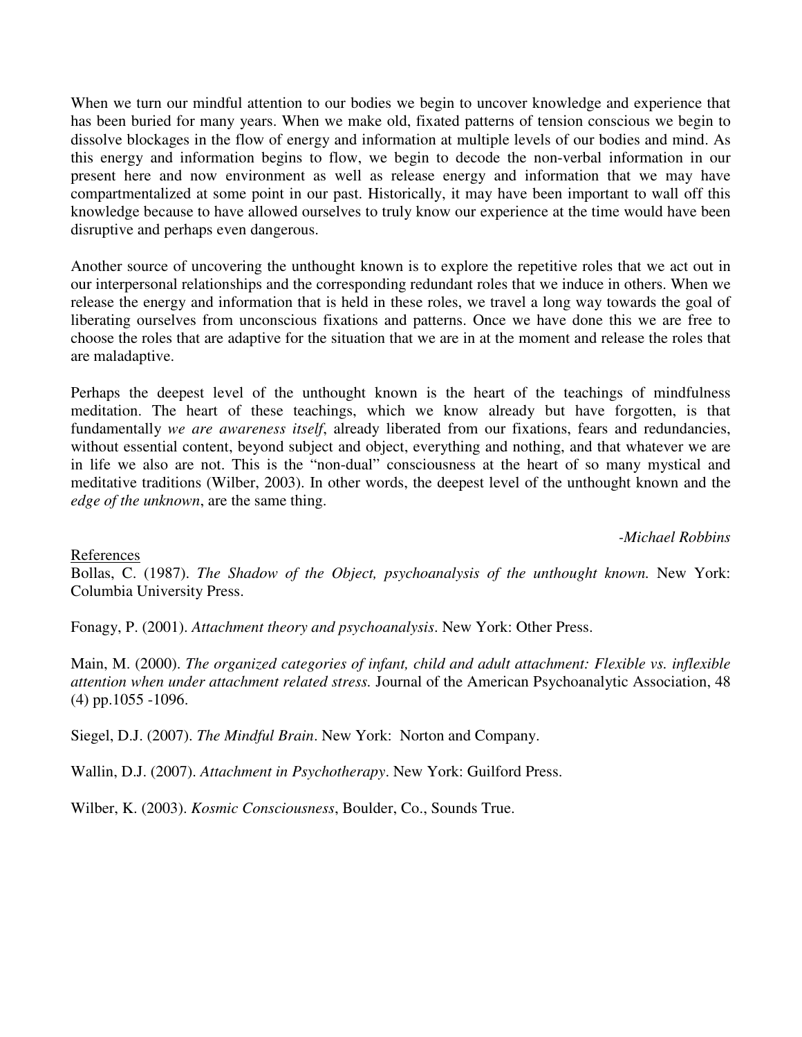When we turn our mindful attention to our bodies we begin to uncover knowledge and experience that has been buried for many years. When we make old, fixated patterns of tension conscious we begin to dissolve blockages in the flow of energy and information at multiple levels of our bodies and mind. As this energy and information begins to flow, we begin to decode the non-verbal information in our present here and now environment as well as release energy and information that we may have compartmentalized at some point in our past. Historically, it may have been important to wall off this knowledge because to have allowed ourselves to truly know our experience at the time would have been disruptive and perhaps even dangerous.

Another source of uncovering the unthought known is to explore the repetitive roles that we act out in our interpersonal relationships and the corresponding redundant roles that we induce in others. When we release the energy and information that is held in these roles, we travel a long way towards the goal of liberating ourselves from unconscious fixations and patterns. Once we have done this we are free to choose the roles that are adaptive for the situation that we are in at the moment and release the roles that are maladaptive.

Perhaps the deepest level of the unthought known is the heart of the teachings of mindfulness meditation. The heart of these teachings, which we know already but have forgotten, is that fundamentally *we are awareness itself*, already liberated from our fixations, fears and redundancies, without essential content, beyond subject and object, everything and nothing, and that whatever we are in life we also are not. This is the "non-dual" consciousness at the heart of so many mystical and meditative traditions (Wilber, 2003). In other words, the deepest level of the unthought known and the *edge of the unknown*, are the same thing.

*-Michael Robbins*

References

Bollas, C. (1987). *The Shadow of the Object, psychoanalysis of the unthought known.* New York: Columbia University Press.

Fonagy, P. (2001). *Attachment theory and psychoanalysis*. New York: Other Press.

Main, M. (2000). *The organized categories of infant, child and adult attachment: Flexible vs. inflexible attention when under attachment related stress.* Journal of the American Psychoanalytic Association, 48 (4) pp.1055 -1096.

Siegel, D.J. (2007). *The Mindful Brain*. New York: Norton and Company.

Wallin, D.J. (2007). *Attachment in Psychotherapy*. New York: Guilford Press.

Wilber, K. (2003). *Kosmic Consciousness*, Boulder, Co., Sounds True.